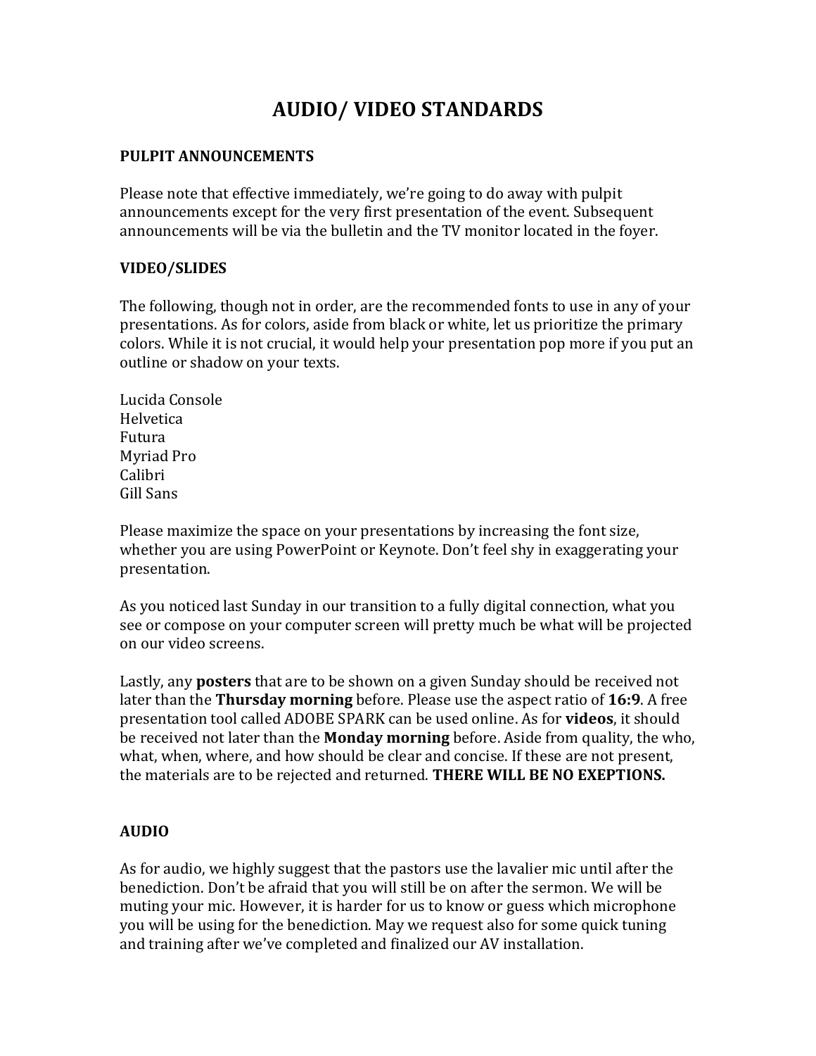# AUDIO/ VIDEO STANDARDS

## PULPIT ANNOUNCEMENTS

Please note that effective immediately, we're going to do away with pulpit announcements except for the very first presentation of the event. Subsequent announcements will be via the bulletin and the TV monitor located in the foyer.

## VIDEO/SLIDES

The following, though not in order, are the recommended fonts to use in any of your presentations. As for colors, aside from black or white, let us prioritize the primary colors. While it is not crucial, it would help your presentation pop more if you put an outline or shadow on your texts.

Lucida Console
Helvetica
Futura
Myriad Pro
Calibri
Gill Sans

Please maximize the space on your presentations by increasing the font size, whether you are using PowerPoint or Keynote. Don't feel shy in exaggerating your presentation.

As you noticed last Sunday in our transition to a fully digital connection, what you see or compose on your computer screen will pretty much be what will be projected on our video screens.

Lastly, any **posters** that are to be shown on a given Sunday should be received not later than the **Thursday morning** before. Please use the aspect ratio of **16:9**. A free presentation tool called ADOBE SPARK can be used online. As for **videos**, it should be received not later than the **Monday morning** before. Aside from quality, the who, what, when, where, and how should be clear and concise. If these are not present, the materials are to be rejected and returned. **THERE WILL BE NO EXEPTIONS.**

## AUDIO

As for audio, we highly suggest that the pastors use the lavalier mic until after the benediction. Don't be afraid that you will still be on after the sermon. We will be muting your mic. However, it is harder for us to know or guess which microphone you will be using for the benediction. May we request also for some quick tuning and training after we've completed and finalized our AV installation.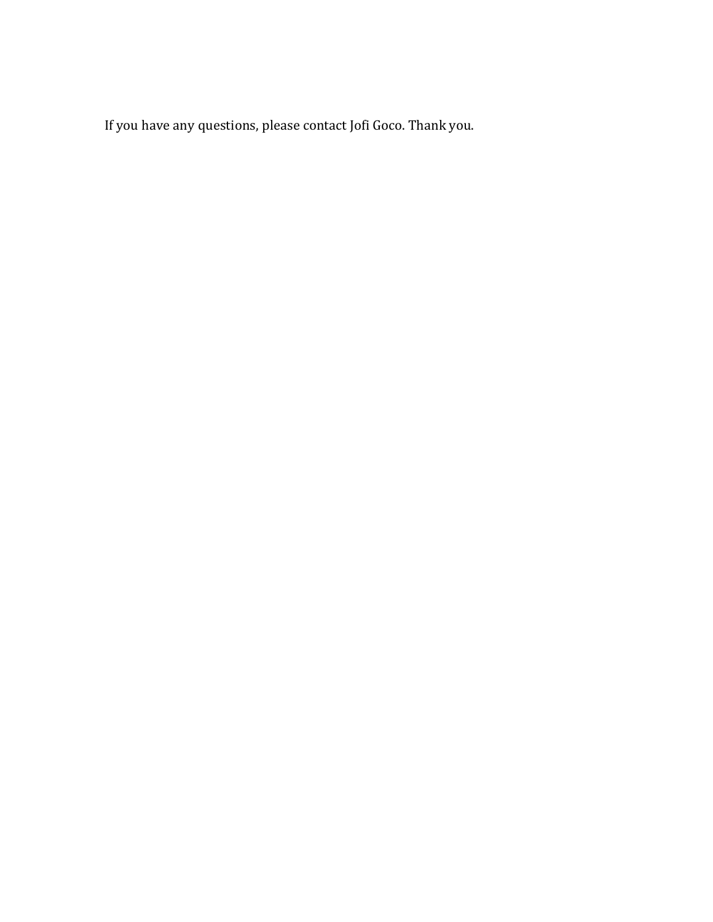If you have any questions, please contact Jofi Goco. Thank you.